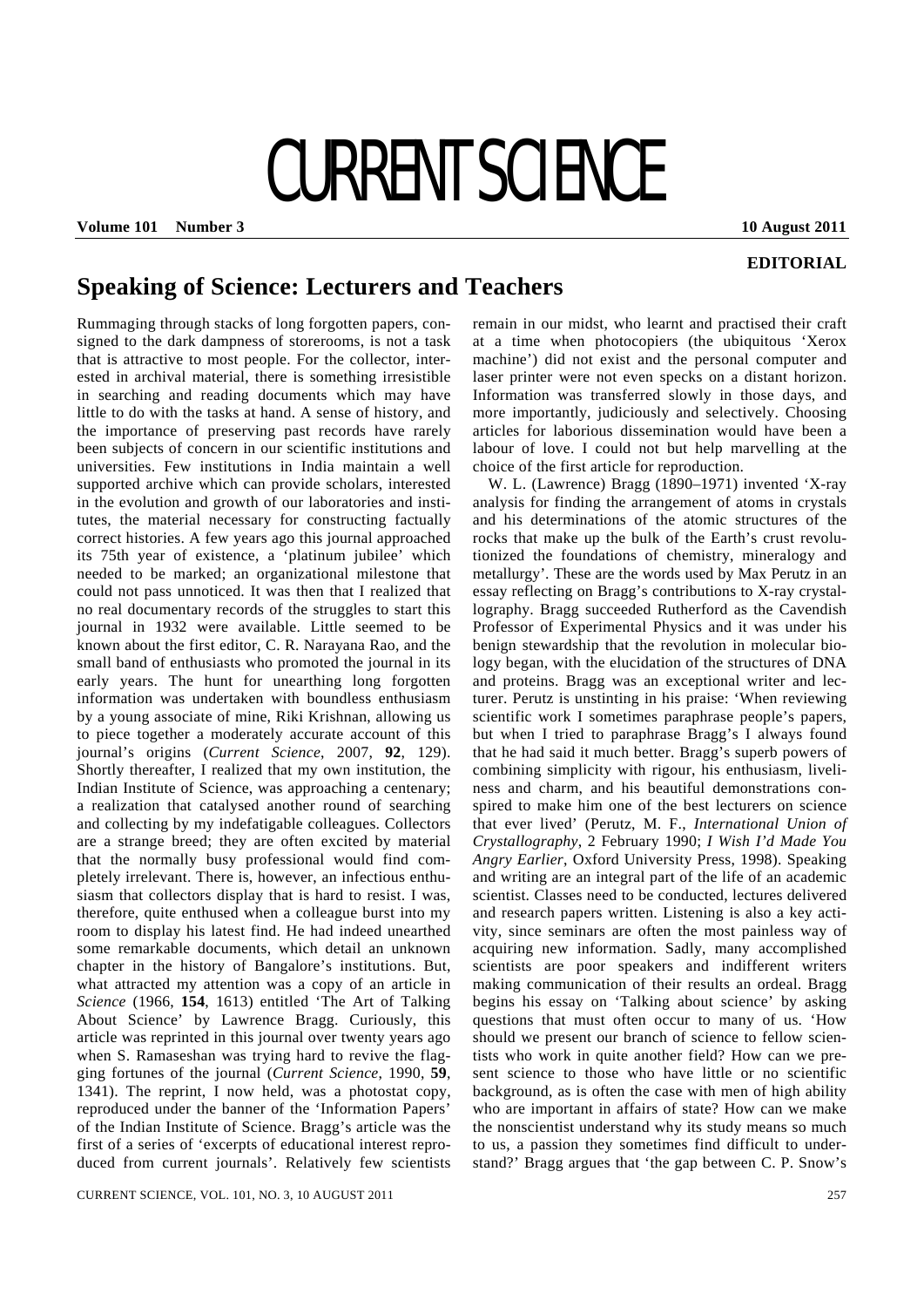# CURRENT SCIENCE

**EDITORIAL**

## Speaking of Science: Lecturers and Teachers

Rummaging through stacks of long forgotten papers, consigned to the dark dampness of storerooms, is not a task that is attractive to most people. For the collector, interested in archival material, there is something irresistible in searching and reading documents which may have little to do with the tasks at hand. A sense of history, and the importance of preserving past records have rarely been subjects of concern in our scientific institutions and universities. Few institutions in India maintain a well supported archive which can provide scholars, interested in the evolution and growth of our laboratories and institutes, the material necessary for constructing factually correct histories. A few years ago this journal approached its 75th year of existence, a 'platinum jubilee' which needed to be marked; an organizational milestone that could not pass unnoticed. It was then that I realized that no real documentary records of the struggles to start this journal in 1932 were available. Little seemed to be known about the first editor, C. R. Narayana Rao, and the small band of enthusiasts who promoted the journal in its early years. The hunt for unearthing long forgotten information was undertaken with boundless enthusiasm by a young associate of mine, Riki Krishnan, allowing us to piece together a moderately accurate account of this journal's origins (*Current Science*, 2007, **92**, 129). Shortly thereafter, I realized that my own institution, the Indian Institute of Science, was approaching a centenary; a realization that catalysed another round of searching and collecting by my indefatigable colleagues. Collectors are a strange breed; they are often excited by material that the normally busy professional would find completely irrelevant. There is, however, an infectious enthusiasm that collectors display that is hard to resist. I was, therefore, quite enthused when a colleague burst into my room to display his latest find. He had indeed unearthed some remarkable documents, which detail an unknown chapter in the history of Bangalore's institutions. But, what attracted my attention was a copy of an article in *Science* (1966, **154**, 1613) entitled 'The Art of Talking About Science' by Lawrence Bragg. Curiously, this article was reprinted in this journal over twenty years ago when S. Ramaseshan was trying hard to revive the flagging fortunes of the journal (*Current Science*, 1990, **59**, 1341). The reprint, I now held, was a photostat copy, reproduced under the banner of the 'Information Papers' of the Indian Institute of Science. Bragg's article was the first of a series of 'excerpts of educational interest reproduced from current journals'. Relatively few scientists remain in our midst, who learnt and practised their craft at a time when photocopiers (the ubiquitous 'Xerox machine') did not exist and the personal computer and laser printer were not even specks on a distant horizon. Information was transferred slowly in those days, and more importantly, judiciously and selectively. Choosing articles for laborious dissemination would have been a labour of love. I could not but help marvelling at the choice of the first article for reproduction.

W. L. (Lawrence) Bragg (1890–1971) invented 'X-ray analysis for finding the arrangement of atoms in crystals and his determinations of the atomic structures of the rocks that make up the bulk of the Earth's crust revolutionized the foundations of chemistry, mineralogy and metallurgy'. These are the words used by Max Perutz in an essay reflecting on Bragg's contributions to X-ray crystallography. Bragg succeeded Rutherford as the Cavendish Professor of Experimental Physics and it was under his benign stewardship that the revolution in molecular biology began, with the elucidation of the structures of DNA and proteins. Bragg was an exceptional writer and lecturer. Perutz is unstinting in his praise: 'When reviewing scientific work I sometimes paraphrase people's papers, but when I tried to paraphrase Bragg's I always found that he had said it much better. Bragg's superb powers of combining simplicity with rigour, his enthusiasm, liveliness and charm, and his beautiful demonstrations conspired to make him one of the best lecturers on science that ever lived' (Perutz, M. F., *International Union of Crystallography*, 2 February 1990; *I Wish I'd Made You Angry Earlier*, Oxford University Press, 1998). Speaking and writing are an integral part of the life of an academic scientist. Classes need to be conducted, lectures delivered and research papers written. Listening is also a key activity, since seminars are often the most painless way of acquiring new information. Sadly, many accomplished scientists are poor speakers and indifferent writers making communication of their results an ordeal. Bragg begins his essay on 'Talking about science' by asking questions that must often occur to many of us. 'How should we present our branch of science to fellow scientists who work in quite another field? How can we present science to those who have little or no scientific background, as is often the case with men of high ability who are important in affairs of state? How can we make the nonscientist understand why its study means so much to us, a passion they sometimes find difficult to understand?' Bragg argues that 'the gap between C. P. Snow's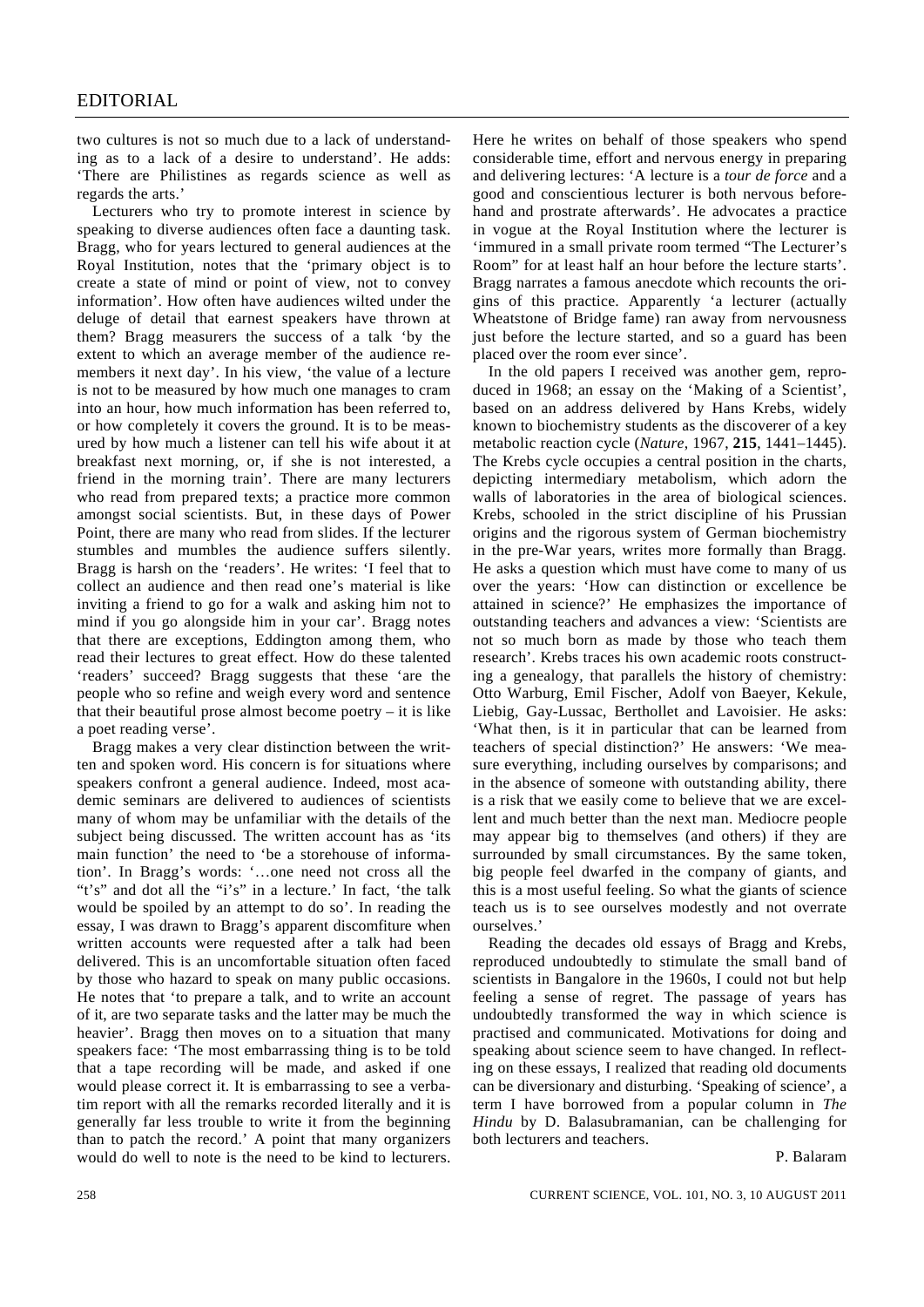two cultures is not so much due to a lack of understanding as to a lack of a desire to understand'. He adds: 'There are Philistines as regards science as well as regards the arts.'

Lecturers who try to promote interest in science by speaking to diverse audiences often face a daunting task. Bragg, who for years lectured to general audiences at the Royal Institution, notes that the 'primary object is to create a state of mind or point of view, not to convey information'. How often have audiences wilted under the deluge of detail that earnest speakers have thrown at them? Bragg measurers the success of a talk 'by the extent to which an average member of the audience remembers it next day'. In his view, 'the value of a lecture is not to be measured by how much one manages to cram into an hour, how much information has been referred to, or how completely it covers the ground. It is to be measured by how much a listener can tell his wife about it at breakfast next morning, or, if she is not interested, a friend in the morning train'. There are many lecturers who read from prepared texts; a practice more common amongst social scientists. But, in these days of Power Point, there are many who read from slides. If the lecturer stumbles and mumbles the audience suffers silently. Bragg is harsh on the 'readers'. He writes: 'I feel that to collect an audience and then read one's material is like inviting a friend to go for a walk and asking him not to mind if you go alongside him in your car'. Bragg notes that there are exceptions, Eddington among them, who read their lectures to great effect. How do these talented 'readers' succeed? Bragg suggests that these 'are the people who so refine and weigh every word and sentence that their beautiful prose almost become poetry – it is like a poet reading verse'.

Bragg makes a very clear distinction between the written and spoken word. His concern is for situations where speakers confront a general audience. Indeed, most academic seminars are delivered to audiences of scientists many of whom may be unfamiliar with the details of the subject being discussed. The written account has as 'its main function' the need to 'be a storehouse of information'. In Bragg's words: '…one need not cross all the "t's" and dot all the "i's" in a lecture.' In fact, 'the talk would be spoiled by an attempt to do so'. In reading the essay, I was drawn to Bragg's apparent discomfiture when written accounts were requested after a talk had been delivered. This is an uncomfortable situation often faced by those who hazard to speak on many public occasions. He notes that 'to prepare a talk, and to write an account of it, are two separate tasks and the latter may be much the heavier'. Bragg then moves on to a situation that many speakers face: 'The most embarrassing thing is to be told that a tape recording will be made, and asked if one would please correct it. It is embarrassing to see a verbatim report with all the remarks recorded literally and it is generally far less trouble to write it from the beginning than to patch the record.' A point that many organizers would do well to note is the need to be kind to lecturers. Here he writes on behalf of those speakers who spend considerable time, effort and nervous energy in preparing and delivering lectures: 'A lecture is a *tour de force* and a good and conscientious lecturer is both nervous beforehand and prostrate afterwards'. He advocates a practice in vogue at the Royal Institution where the lecturer is 'immured in a small private room termed "The Lecturer's Room" for at least half an hour before the lecture starts'. Bragg narrates a famous anecdote which recounts the origins of this practice. Apparently 'a lecturer (actually Wheatstone of Bridge fame) ran away from nervousness just before the lecture started, and so a guard has been placed over the room ever since'.

In the old papers I received was another gem, reproduced in 1968; an essay on the 'Making of a Scientist', based on an address delivered by Hans Krebs, widely known to biochemistry students as the discoverer of a key metabolic reaction cycle (*Nature*, 1967, **215**, 1441–1445). The Krebs cycle occupies a central position in the charts, depicting intermediary metabolism, which adorn the walls of laboratories in the area of biological sciences. Krebs, schooled in the strict discipline of his Prussian origins and the rigorous system of German biochemistry in the pre-War years, writes more formally than Bragg. He asks a question which must have come to many of us over the years: 'How can distinction or excellence be attained in science?' He emphasizes the importance of outstanding teachers and advances a view: 'Scientists are not so much born as made by those who teach them research'. Krebs traces his own academic roots constructing a genealogy, that parallels the history of chemistry: Otto Warburg, Emil Fischer, Adolf von Baeyer, Kekule, Liebig, Gay-Lussac, Berthollet and Lavoisier. He asks: 'What then, is it in particular that can be learned from teachers of special distinction?' He answers: 'We measure everything, including ourselves by comparisons; and in the absence of someone with outstanding ability, there is a risk that we easily come to believe that we are excellent and much better than the next man. Mediocre people may appear big to themselves (and others) if they are surrounded by small circumstances. By the same token, big people feel dwarfed in the company of giants, and this is a most useful feeling. So what the giants of science teach us is to see ourselves modestly and not overrate ourselves.'

Reading the decades old essays of Bragg and Krebs, reproduced undoubtedly to stimulate the small band of scientists in Bangalore in the 1960s, I could not but help feeling a sense of regret. The passage of years has undoubtedly transformed the way in which science is practised and communicated. Motivations for doing and speaking about science seem to have changed. In reflecting on these essays, I realized that reading old documents can be diversionary and disturbing. 'Speaking of science', a term I have borrowed from a popular column in *The Hindu* by D. Balasubramanian, can be challenging for both lecturers and teachers.

P. Balaram